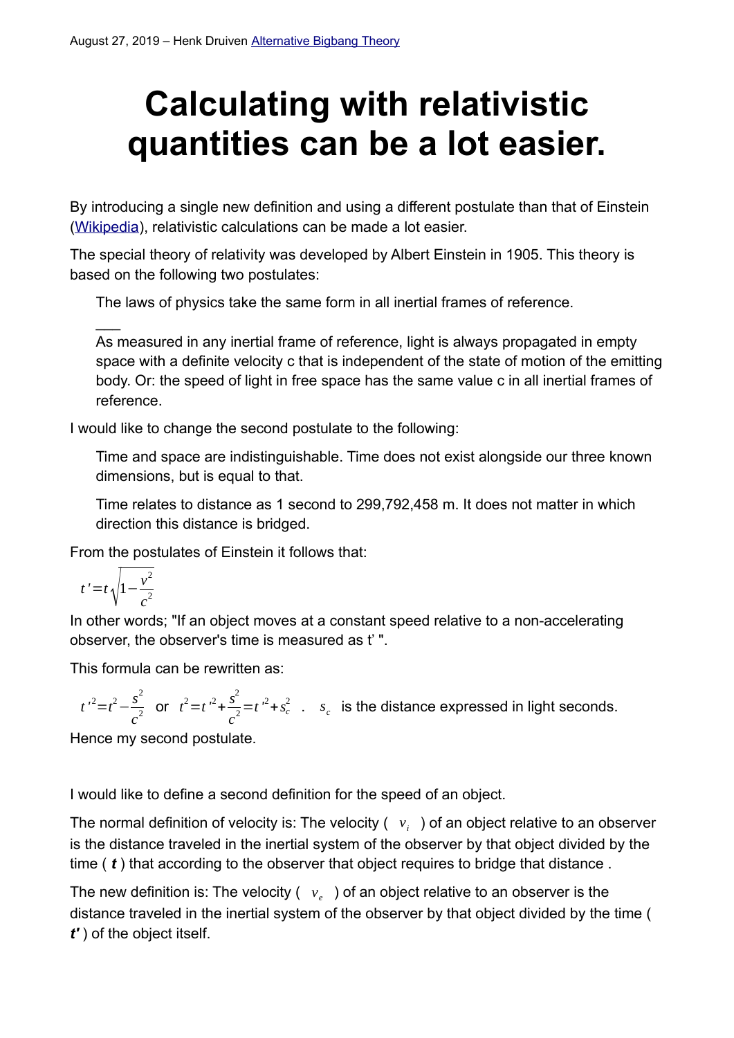August 27, 2019 – Henk Druiven Alternative Bigbang Theory

# Calculating with relativistic quantities can be a lot easier.

By introducing a single new definition and using a different postulate than that of Einstein (Wikipedia), relativistic calculations can be made a lot easier.

The special theory of relativity was developed by Albert Einstein in 1905. This theory is based on the following two postulates:

> The laws of physics take the same form in all inertial frames of reference.
>
> ___
>
> As measured in any inertial frame of reference, light is always propagated in empty space with a definite velocity c that is independent of the state of motion of the emitting body. Or: the speed of light in free space has the same value c in all inertial frames of reference.

I would like to change the second postulate to the following:

> Time and space are indistinguishable. Time does not exist alongside our three known dimensions, but is equal to that.
>
> Time relates to distance as 1 second to 299,792,458 m. It does not matter in which direction this distance is bridged.

From the postulates of Einstein it follows that:

$$t' = t\sqrt{1 - \frac{v^2}{c^2}}$$

In other words; "If an object moves at a constant speed relative to a non-accelerating observer, the observer's time is measured as t' ".

This formula can be rewritten as:

$t'^2 = t^2 - \frac{s^2}{c^2}$ or $t^2 = t'^2 + \frac{s^2}{c^2} = t'^2 + s_c^2$ . $s_c$ is the distance expressed in light seconds.

Hence my second postulate.

I would like to define a second definition for the speed of an object.

The normal definition of velocity is: The velocity ( $v_i$ ) of an object relative to an observer is the distance traveled in the inertial system of the observer by that object divided by the time ( ***t*** ) that according to the observer that object requires to bridge that distance .

The new definition is: The velocity ( $v_e$ ) of an object relative to an observer is the distance traveled in the inertial system of the observer by that object divided by the time ( ***t'*** ) of the object itself.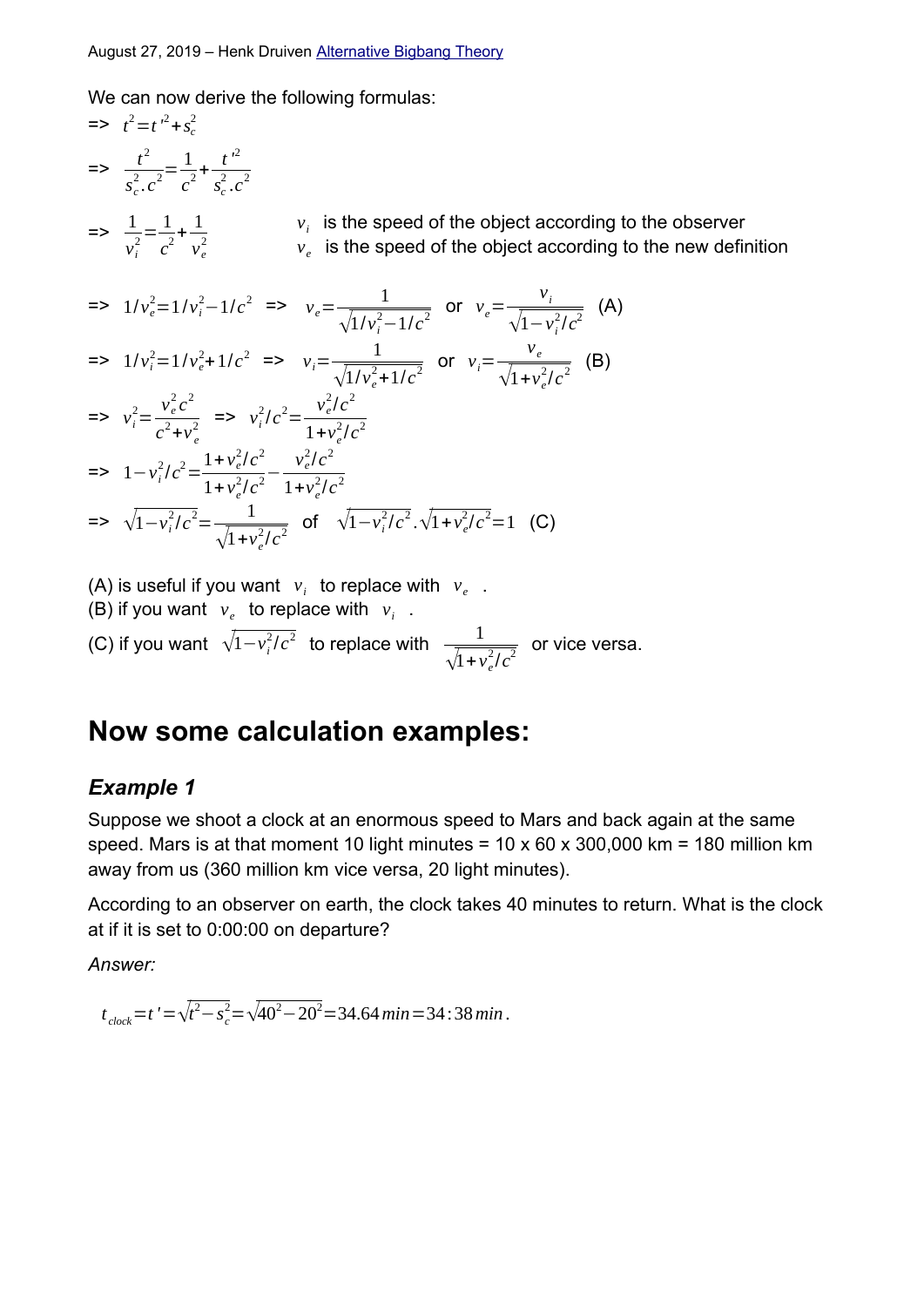We can now derive the following formulas:

=> $t^2 = t'^2 + s_c^2$

=> $\dfrac{t^2}{s_c^2 . c^2} = \dfrac{1}{c^2} + \dfrac{t'^2}{s_c^2 . c^2}$

=> $\dfrac{1}{v_i^2} = \dfrac{1}{c^2} + \dfrac{1}{v_e^2}$ $\quad$ $v_i$ is the speed of the object according to the observer
$v_e$ is the speed of the object according to the new definition

=> $1/v_e^2 = 1/v_i^2 - 1/c^2$ => $v_e = \dfrac{1}{\sqrt{1/v_i^2 - 1/c^2}}$ or $v_e = \dfrac{v_i}{\sqrt{1 - v_i^2/c^2}}$ (A)

=> $1/v_i^2 = 1/v_e^2 + 1/c^2$ => $v_i = \dfrac{1}{\sqrt{1/v_e^2 + 1/c^2}}$ or $v_i = \dfrac{v_e}{\sqrt{1 + v_e^2/c^2}}$ (B)

=> $v_i^2 = \dfrac{v_e^2 c^2}{c^2 + v_e^2}$ => $v_i^2/c^2 = \dfrac{v_e^2/c^2}{1 + v_e^2/c^2}$

=> $1 - v_i^2/c^2 = \dfrac{1 + v_e^2/c^2}{1 + v_e^2/c^2} - \dfrac{v_e^2/c^2}{1 + v_e^2/c^2}$

=> $\sqrt{1 - v_i^2/c^2} = \dfrac{1}{\sqrt{1 + v_e^2/c^2}}$ of $\sqrt{1 - v_i^2/c^2} . \sqrt{1 + v_e^2/c^2} = 1$ (C)

(A) is useful if you want $v_i$ to replace with $v_e$ .
(B) if you want $v_e$ to replace with $v_i$ .
(C) if you want $\sqrt{1 - v_i^2/c^2}$ to replace with $\dfrac{1}{\sqrt{1 + v_e^2/c^2}}$ or vice versa.

# Now some calculation examples:

### *Example 1*

Suppose we shoot a clock at an enormous speed to Mars and back again at the same speed. Mars is at that moment 10 light minutes = 10 x 60 x 300,000 km = 180 million km away from us (360 million km vice versa, 20 light minutes).

According to an observer on earth, the clock takes 40 minutes to return. What is the clock at if it is set to 0:00:00 on departure?

*Answer:*

$$t_{clock} = t' = \sqrt{t^2 - s_c^2} = \sqrt{40^2 - 20^2} = 34.64\,min = 34:38\,min .$$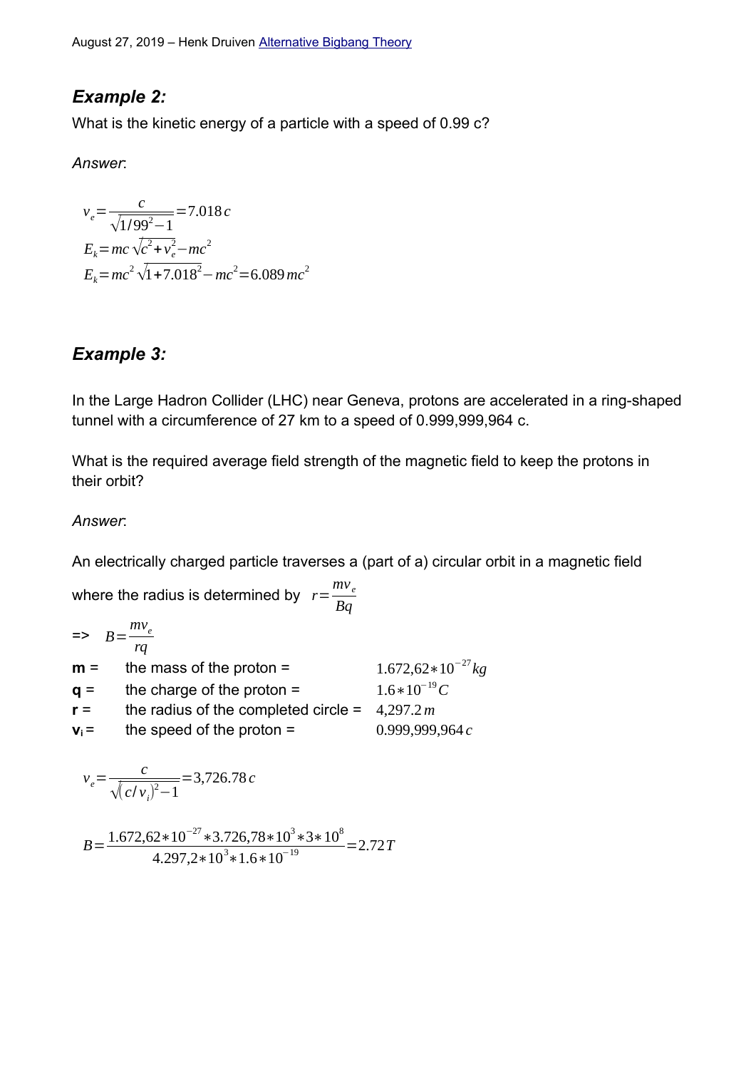## *Example 2:*

What is the kinetic energy of a particle with a speed of 0.99 c?

*Answer*:

$$v_e = \frac{c}{\sqrt{1/99^2 - 1}} = 7.018\,c$$

$$E_k = mc\sqrt{c^2 + v_e^2} - mc^2$$

$$E_k = mc^2\sqrt{1 + 7.018^2} - mc^2 = 6.089\,mc^2$$

## *Example 3:*

In the Large Hadron Collider (LHC) near Geneva, protons are accelerated in a ring-shaped tunnel with a circumference of 27 km to a speed of 0.999,999,964 c.

What is the required average field strength of the magnetic field to keep the protons in their orbit?

*Answer*:

An electrically charged particle traverses a (part of a) circular orbit in a magnetic field where the radius is determined by $r = \frac{mv_e}{Bq}$

=> $B = \frac{mv_e}{rq}$

| | | |
|---|---|---|
| **m** = | the mass of the proton = | $1.672{,}62 * 10^{-27}\,kg$ |
| **q** = | the charge of the proton = | $1.6 * 10^{-19}\,C$ |
| **r** = | the radius of the completed circle = | $4{,}297.2\,m$ |
| **$v_i$** = | the speed of the proton = | $0.999{,}999{,}964\,c$ |

$$v_e = \frac{c}{\sqrt{(c/v_i)^2 - 1}} = 3{,}726.78\,c$$

$$B = \frac{1.672{,}62 * 10^{-27} * 3.726{,}78 * 10^3 * 3 * 10^8}{4.297{,}2 * 10^3 * 1.6 * 10^{-19}} = 2.72\,T$$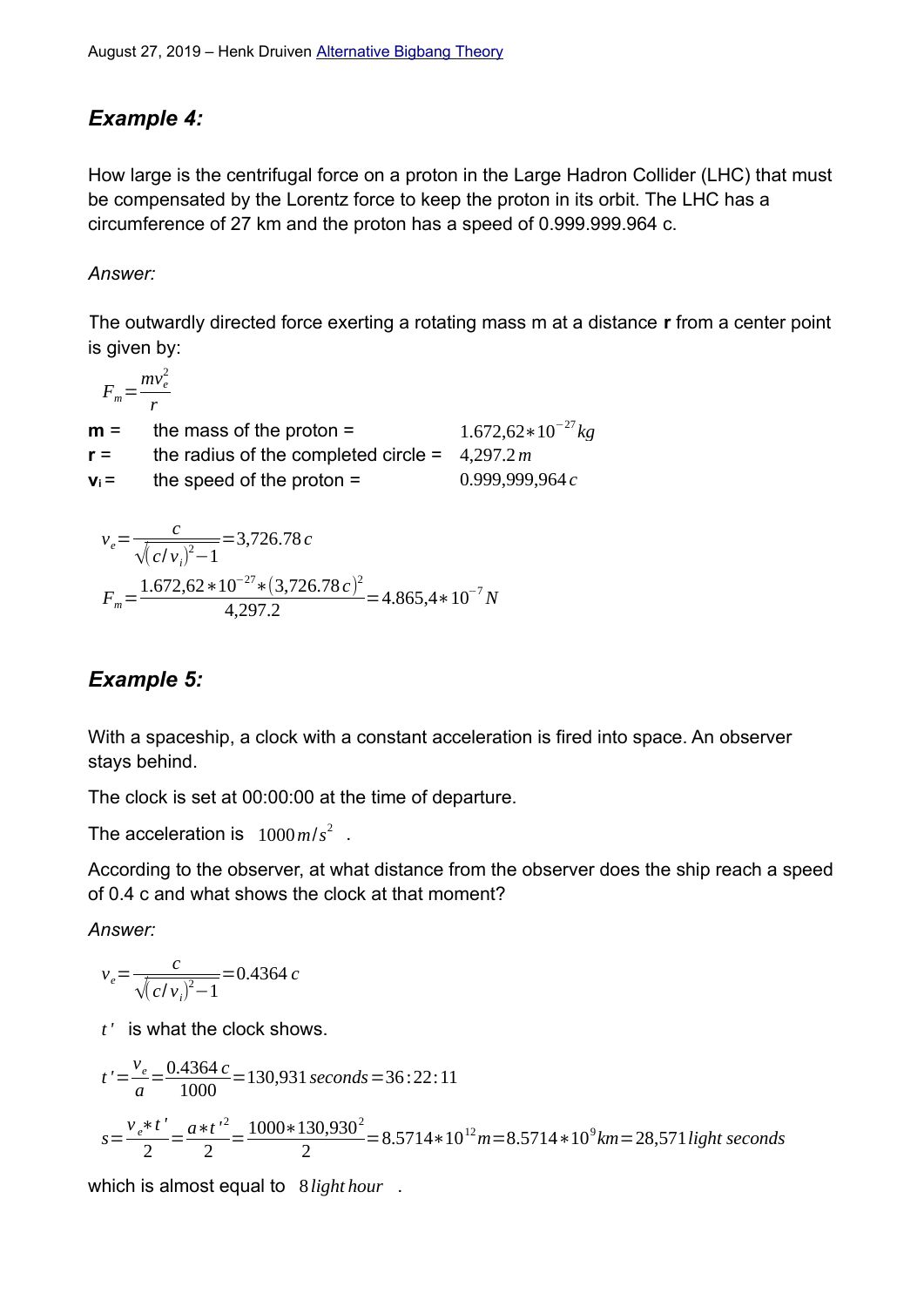## *Example 4:*

How large is the centrifugal force on a proton in the Large Hadron Collider (LHC) that must be compensated by the Lorentz force to keep the proton in its orbit. The LHC has a circumference of 27 km and the proton has a speed of 0.999.999.964 c.

*Answer:*

The outwardly directed force exerting a rotating mass m at a distance **r** from a center point is given by:

$$F_m = \frac{m v_e^2}{r}$$

**m** = the mass of the proton = $1.672,62 * 10^{-27} kg$

**r** = the radius of the completed circle = $4,297.2\, m$

**$v_i$** = the speed of the proton = $0.999,999,964\, c$

$$v_e = \frac{c}{\sqrt{(c/v_i)^2 - 1}} = 3,726.78\, c$$

$$F_m = \frac{1.672,62 * 10^{-27} * (3,726.78\, c)^2}{4,297.2} = 4.865,4 * 10^{-7} N$$

## *Example 5:*

With a spaceship, a clock with a constant acceleration is fired into space. An observer stays behind.

The clock is set at 00:00:00 at the time of departure.

The acceleration is $1000\, m/s^2$ .

According to the observer, at what distance from the observer does the ship reach a speed of 0.4 c and what shows the clock at that moment?

*Answer:*

$$v_e = \frac{c}{\sqrt{(c/v_i)^2 - 1}} = 0.4364\, c$$

$t'$ is what the clock shows.

$$t' = \frac{v_e}{a} = \frac{0.4364\, c}{1000} = 130,931\, seconds = 36:22:11$$

$$s = \frac{v_e * t'}{2} = \frac{a * t'^2}{2} = \frac{1000 * 130,930^2}{2} = 8.5714 * 10^{12} m = 8.5714 * 10^{9} km = 28,571\, light\ seconds$$

which is almost equal to $8\, light\ hour$ .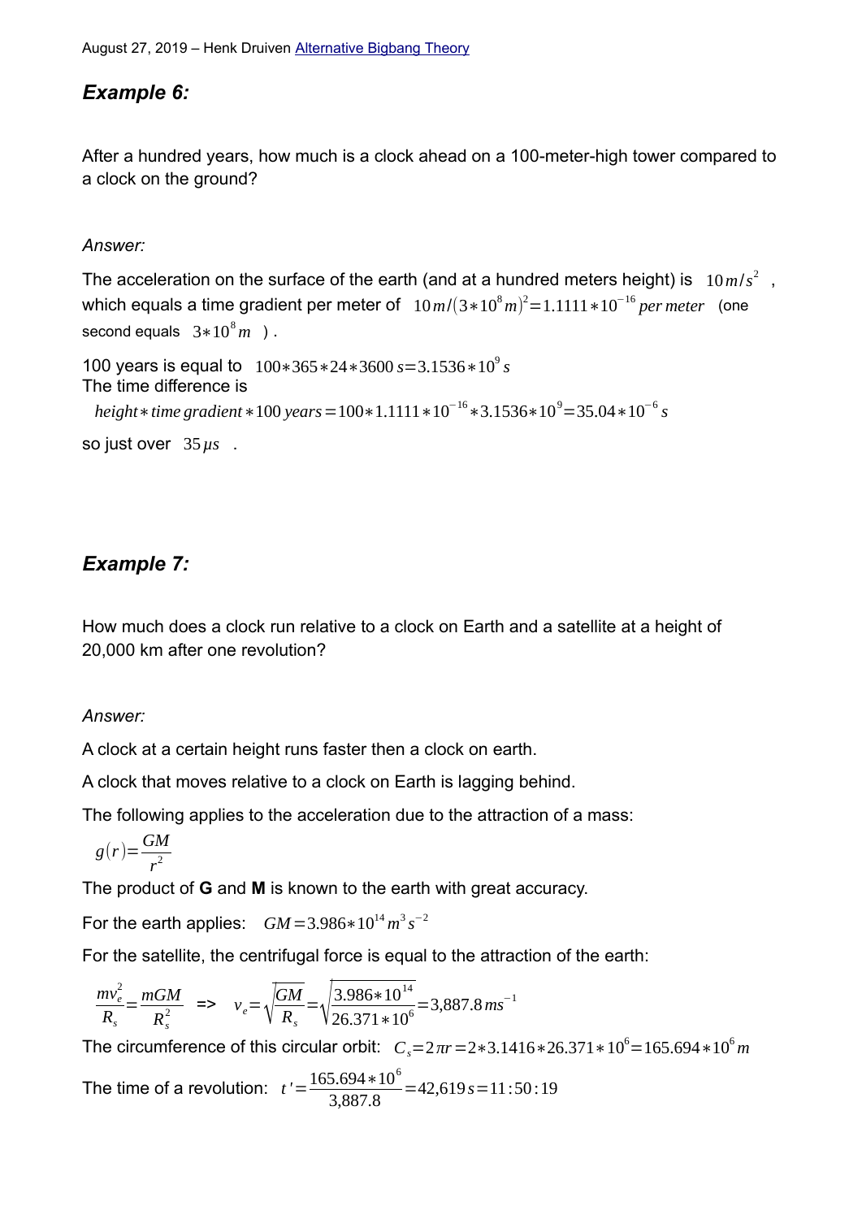## Example 6:

After a hundred years, how much is a clock ahead on a 100-meter-high tower compared to a clock on the ground?

*Answer:*

The acceleration on the surface of the earth (and at a hundred meters height) is $10\,m/s^2$, which equals a time gradient per meter of $10\,m/(3*10^8\,m)^2 = 1.1111*10^{-16}\,per\,meter$ (one second equals $3*10^8\,m$).

100 years is equal to $100*365*24*3600\,s = 3.1536*10^9\,s$
The time difference is

$$height * time\,gradient * 100\,years = 100*1.1111*10^{-16}*3.1536*10^9 = 35.04*10^{-6}\,s$$

so just over $35\,\mu s$.

## Example 7:

How much does a clock run relative to a clock on Earth and a satellite at a height of 20,000 km after one revolution?

*Answer:*

A clock at a certain height runs faster then a clock on earth.

A clock that moves relative to a clock on Earth is lagging behind.

The following applies to the acceleration due to the attraction of a mass:

$$g(r) = \frac{GM}{r^2}$$

The product of **G** and **M** is known to the earth with great accuracy.

For the earth applies: $GM = 3.986*10^{14}\,m^3 s^{-2}$

For the satellite, the centrifugal force is equal to the attraction of the earth:

$$\frac{mv_e^2}{R_s} = \frac{mGM}{R_s^2} \quad => \quad v_e = \sqrt{\frac{GM}{R_s}} = \sqrt{\frac{3.986*10^{14}}{26.371*10^6}} = 3{,}887.8\,ms^{-1}$$

The circumference of this circular orbit: $C_s = 2\pi r = 2*3.1416*26.371*10^6 = 165.694*10^6\,m$

The time of a revolution: $t' = \frac{165.694*10^6}{3{,}887.8} = 42{,}619\,s = 11:50:19$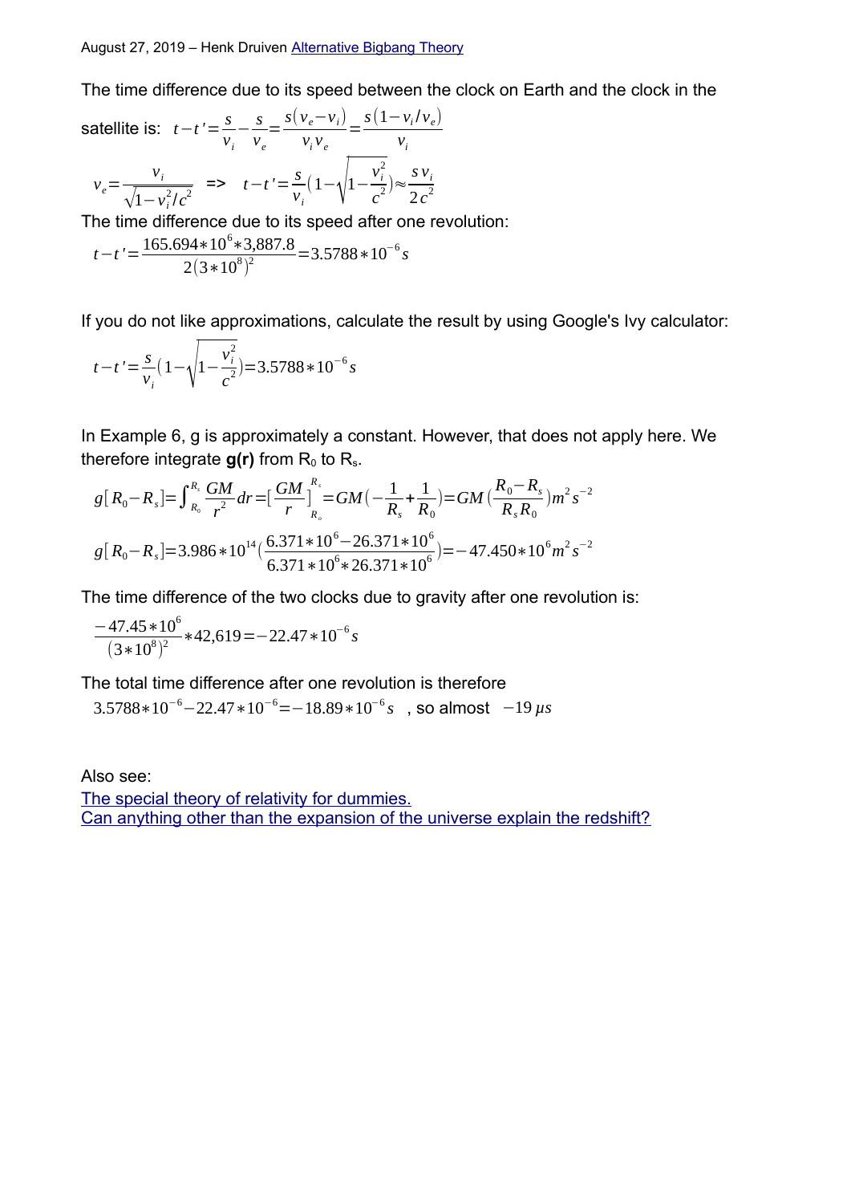The time difference due to its speed between the clock on Earth and the clock in the satellite is: $t-t'=\frac{s}{v_i}-\frac{s}{v_e}=\frac{s(v_e-v_i)}{v_i v_e}=\frac{s(1-v_i/v_e)}{v_i}$

$$v_e=\frac{v_i}{\sqrt{1-v_i^2/c^2}} \quad => \quad t-t'=\frac{s}{v_i}(1-\sqrt{1-\frac{v_i^2}{c^2}})\approx\frac{s v_i}{2c^2}$$

The time difference due to its speed after one revolution:

$$t-t'=\frac{165.694*10^6*3{,}887.8}{2(3*10^8)^2}=3.5788*10^{-6}s$$

If you do not like approximations, calculate the result by using Google's Ivy calculator:

$$t-t'=\frac{s}{v_i}(1-\sqrt{1-\frac{v_i^2}{c^2}})=3.5788*10^{-6}s$$

In Example 6, g is approximately a constant. However, that does not apply here. We therefore integrate **g(r)** from $R_0$ to $R_s$.

$$g[R_0-R_s]=\int_{R_0}^{R_s}\frac{GM}{r^2}dr=[\frac{GM}{r}]_{R_o}^{R_s}=GM(-\frac{1}{R_s}+\frac{1}{R_0})=GM(\frac{R_0-R_s}{R_s R_0})m^2s^{-2}$$

$$g[R_0-R_s]=3.986*10^{14}(\frac{6.371*10^6-26.371*10^6}{6.371*10^6*26.371*10^6})=-47.450*10^6 m^2s^{-2}$$

The time difference of the two clocks due to gravity after one revolution is:

$$\frac{-47.45*10^6}{(3*10^8)^2}*42{,}619=-22.47*10^{-6}s$$

The total time difference after one revolution is therefore

$3.5788*10^{-6}-22.47*10^{-6}=-18.89*10^{-6}s$ , so almost $-19\,\mu s$

Also see:

[The special theory of relativity for dummies.](#)
[Can anything other than the expansion of the universe explain the redshift?](#)